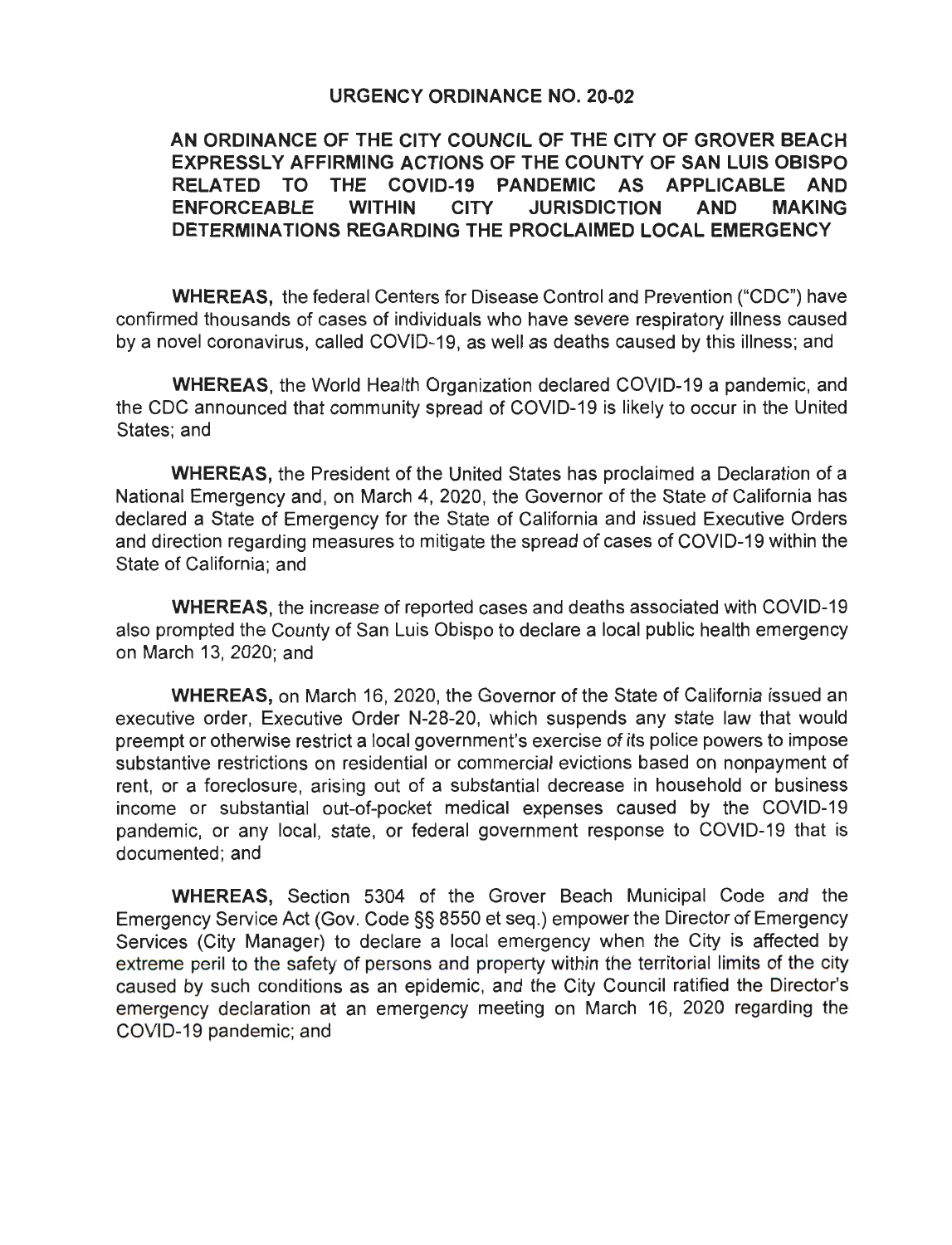# URGENCY ORDINANCE NO. 20-02

## AN ORDINANCE OF THE CITY COUNCIL OF THE CITY OF GROVER BEACH EXPRESSLY AFFIRMING ACTIONS OF THE COUNTY OF SAN LUIS OBISPO RELATED TO THE COVID-19 PANDEMIC AS APPLICABLE AND ENFORCEABLE WITHIN CITY JURISDICTION AND MAKING DETERMINATIONS REGARDING THE PROCLAIMED LOCAL EMERGENCY

**WHEREAS,** the federal Centers for Disease Control and Prevention ("CDC") have confirmed thousands of cases of individuals who have severe respiratory illness caused by a novel coronavirus, called COVID-19, as well as deaths caused by this illness; and

**WHEREAS,** the World Health Organization declared COVID-19 a pandemic, and the CDC announced that community spread of COVID-19 is likely to occur in the United States; and

**WHEREAS,** the President of the United States has proclaimed a Declaration of a National Emergency and, on March 4, 2020, the Governor of the State of California has declared a State of Emergency for the State of California and issued Executive Orders and direction regarding measures to mitigate the spread of cases of COVID-19 within the State of California; and

**WHEREAS,** the increase of reported cases and deaths associated with COVID-19 also prompted the County of San Luis Obispo to declare a local public health emergency on March 13, 2020; and

**WHEREAS,** on March 16, 2020, the Governor of the State of California issued an executive order, Executive Order N-28-20, which suspends any state law that would preempt or otherwise restrict a local government's exercise of its police powers to impose substantive restrictions on residential or commercial evictions based on nonpayment of rent, or a foreclosure, arising out of a substantial decrease in household or business income or substantial out-of-pocket medical expenses caused by the COVID-19 pandemic, or any local, state, or federal government response to COVID-19 that is documented; and

**WHEREAS,** Section 5304 of the Grover Beach Municipal Code and the Emergency Service Act (Gov. Code §§ 8550 et seq.) empower the Director of Emergency Services (City Manager) to declare a local emergency when the City is affected by extreme peril to the safety of persons and property within the territorial limits of the city caused by such conditions as an epidemic, and the City Council ratified the Director's emergency declaration at an emergency meeting on March 16, 2020 regarding the COVID-19 pandemic; and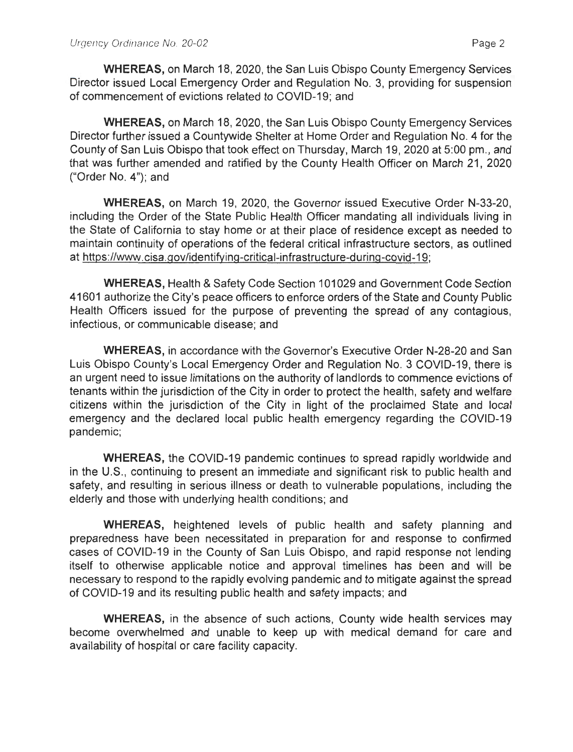**WHEREAS,** on March 18, 2020, the San Luis Obispo County Emergency Services Director issued Local Emergency Order and Regulation No. 3, providing for suspension of commencement of evictions related to COVID-19; and

**WHEREAS,** on March 18, 2020, the San Luis Obispo County Emergency Services Director further issued a Countywide Shelter at Home Order and Regulation No. 4 for the County of San Luis Obispo that took effect on Thursday, March 19, 2020 at 5:00 pm., and that was further amended and ratified by the County Health Officer on March 21, 2020 ("Order No. 4"); and

**WHEREAS,** on March 19, 2020, the Governor issued Executive Order N-33-20, including the Order of the State Public Health Officer mandating all individuals living in the State of California to stay home or at their place of residence except as needed to maintain continuity of operations of the federal critical infrastructure sectors, as outlined at https://www.cisa.gov/identifying-critical-infrastructure-during-covid-19;

**WHEREAS,** Health & Safety Code Section 101029 and Government Code Section 41601 authorize the City's peace officers to enforce orders of the State and County Public Health Officers issued for the purpose of preventing the spread of any contagious, infectious, or communicable disease; and

**WHEREAS,** in accordance with the Governor's Executive Order N-28-20 and San Luis Obispo County's Local Emergency Order and Regulation No. 3 COVID-19, there is an urgent need to issue limitations on the authority of landlords to commence evictions of tenants within the jurisdiction of the City in order to protect the health, safety and welfare citizens within the jurisdiction of the City in light of the proclaimed State and local emergency and the declared local public health emergency regarding the COVID-19 pandemic;

**WHEREAS,** the COVID-19 pandemic continues to spread rapidly worldwide and in the U.S., continuing to present an immediate and significant risk to public health and safety, and resulting in serious illness or death to vulnerable populations, including the elderly and those with underlying health conditions; and

**WHEREAS,** heightened levels of public health and safety planning and preparedness have been necessitated in preparation for and response to confirmed cases of COVID-19 in the County of San Luis Obispo, and rapid response not lending itself to otherwise applicable notice and approval timelines has been and will be necessary to respond to the rapidly evolving pandemic and to mitigate against the spread of COVID-19 and its resulting public health and safety impacts; and

**WHEREAS,** in the absence of such actions, County wide health services may become overwhelmed and unable to keep up with medical demand for care and availability of hospital or care facility capacity.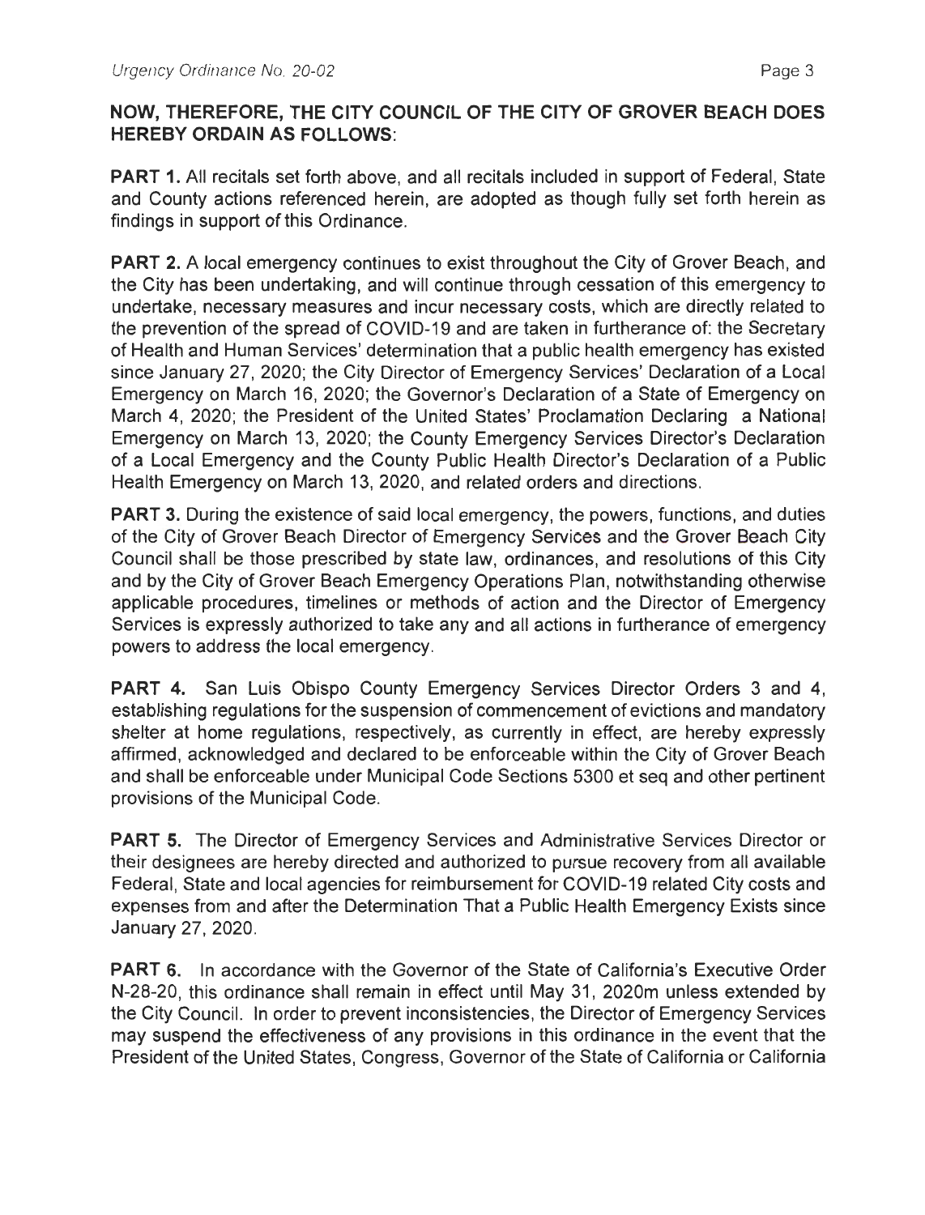**NOW, THEREFORE, THE CITY COUNCIL OF THE CITY OF GROVER BEACH DOES HEREBY ORDAIN AS FOLLOWS:**

**PART 1.** All recitals set forth above, and all recitals included in support of Federal, State and County actions referenced herein, are adopted as though fully set forth herein as findings in support of this Ordinance.

**PART 2.** A local emergency continues to exist throughout the City of Grover Beach, and the City has been undertaking, and will continue through cessation of this emergency to undertake, necessary measures and incur necessary costs, which are directly related to the prevention of the spread of COVID-19 and are taken in furtherance of: the Secretary of Health and Human Services' determination that a public health emergency has existed since January 27, 2020; the City Director of Emergency Services' Declaration of a Local Emergency on March 16, 2020; the Governor's Declaration of a State of Emergency on March 4, 2020; the President of the United States' Proclamation Declaring a National Emergency on March 13, 2020; the County Emergency Services Director's Declaration of a Local Emergency and the County Public Health Director's Declaration of a Public Health Emergency on March 13, 2020, and related orders and directions.

**PART 3.** During the existence of said local emergency, the powers, functions, and duties of the City of Grover Beach Director of Emergency Services and the Grover Beach City Council shall be those prescribed by state law, ordinances, and resolutions of this City and by the City of Grover Beach Emergency Operations Plan, notwithstanding otherwise applicable procedures, timelines or methods of action and the Director of Emergency Services is expressly authorized to take any and all actions in furtherance of emergency powers to address the local emergency.

**PART 4.** San Luis Obispo County Emergency Services Director Orders 3 and 4, establishing regulations for the suspension of commencement of evictions and mandatory shelter at home regulations, respectively, as currently in effect, are hereby expressly affirmed, acknowledged and declared to be enforceable within the City of Grover Beach and shall be enforceable under Municipal Code Sections 5300 et seq and other pertinent provisions of the Municipal Code.

**PART 5.** The Director of Emergency Services and Administrative Services Director or their designees are hereby directed and authorized to pursue recovery from all available Federal, State and local agencies for reimbursement for COVID-19 related City costs and expenses from and after the Determination That a Public Health Emergency Exists since January 27, 2020.

**PART 6.** In accordance with the Governor of the State of California's Executive Order N-28-20, this ordinance shall remain in effect until May 31, 2020m unless extended by the City Council. In order to prevent inconsistencies, the Director of Emergency Services may suspend the effectiveness of any provisions in this ordinance in the event that the President of the United States, Congress, Governor of the State of California or California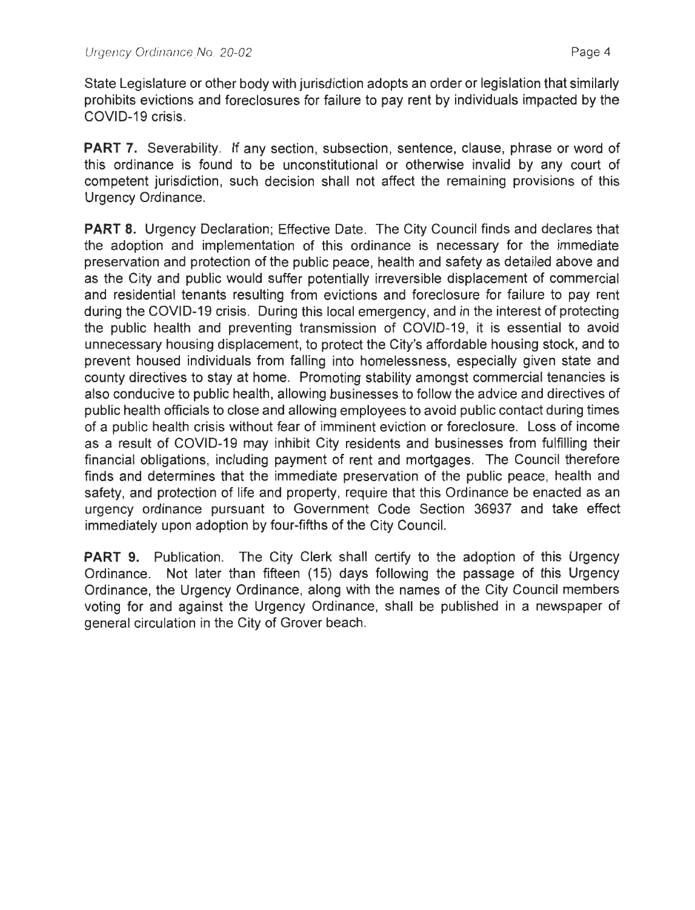State Legislature or other body with jurisdiction adopts an order or legislation that similarly prohibits evictions and foreclosures for failure to pay rent by individuals impacted by the COVID-19 crisis.

**PART 7.** Severability. If any section, subsection, sentence, clause, phrase or word of this ordinance is found to be unconstitutional or otherwise invalid by any court of competent jurisdiction, such decision shall not affect the remaining provisions of this Urgency Ordinance.

**PART 8.** Urgency Declaration; Effective Date. The City Council finds and declares that the adoption and implementation of this ordinance is necessary for the immediate preservation and protection of the public peace, health and safety as detailed above and as the City and public would suffer potentially irreversible displacement of commercial and residential tenants resulting from evictions and foreclosure for failure to pay rent during the COVID-19 crisis. During this local emergency, and in the interest of protecting the public health and preventing transmission of COVID-19, it is essential to avoid unnecessary housing displacement, to protect the City's affordable housing stock, and to prevent housed individuals from falling into homelessness, especially given state and county directives to stay at home. Promoting stability amongst commercial tenancies is also conducive to public health, allowing businesses to follow the advice and directives of public health officials to close and allowing employees to avoid public contact during times of a public health crisis without fear of imminent eviction or foreclosure. Loss of income as a result of COVID-19 may inhibit City residents and businesses from fulfilling their financial obligations, including payment of rent and mortgages. The Council therefore finds and determines that the immediate preservation of the public peace, health and safety, and protection of life and property, require that this Ordinance be enacted as an urgency ordinance pursuant to Government Code Section 36937 and take effect immediately upon adoption by four-fifths of the City Council.

**PART 9.** Publication. The City Clerk shall certify to the adoption of this Urgency Ordinance. Not later than fifteen (15) days following the passage of this Urgency Ordinance, the Urgency Ordinance, along with the names of the City Council members voting for and against the Urgency Ordinance, shall be published in a newspaper of general circulation in the City of Grover beach.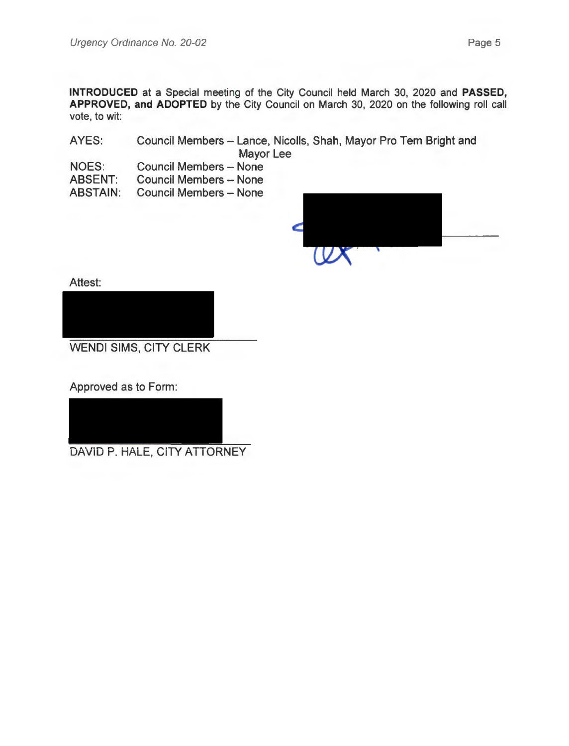**INTRODUCED** at a Special meeting of the City Council held March 30, 2020 and **PASSED, APPROVED, and ADOPTED** by the City Council on March 30, 2020 on the following roll call vote, to wit:

| | |
|---|---|
| AYES: | Council Members – Lance, Nicolls, Shah, Mayor Pro Tem Bright and Mayor Lee |
| NOES: | Council Members – None |
| ABSENT: | Council Members – None |
| ABSTAIN: | Council Members – None |

Attest:

WENDI SIMS, CITY CLERK

Approved as to Form:

DAVID P. HALE, CITY ATTORNEY